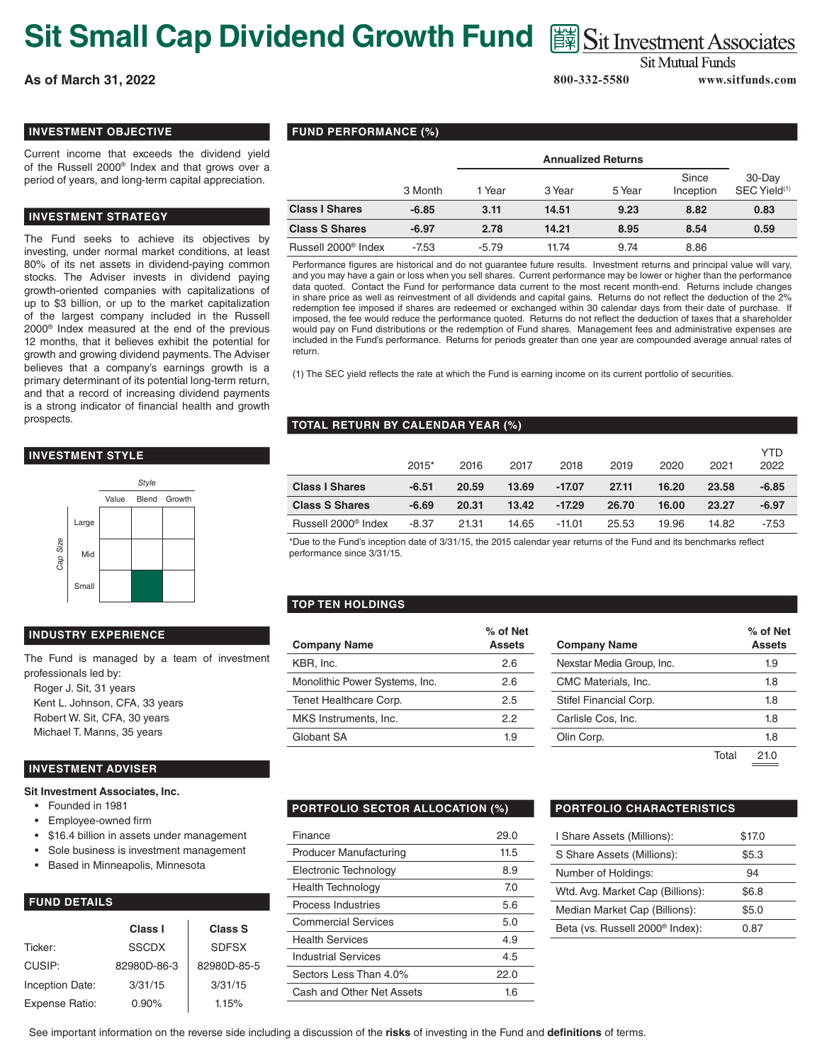# Sit Small Cap Dividend Growth Fund

Sit Investment Associates
Sit Mutual Funds

**As of March 31, 2022**

800-332-5580 www.sitfunds.com

## INVESTMENT OBJECTIVE

Current income that exceeds the dividend yield of the Russell 2000® Index and that grows over a period of years, and long-term capital appreciation.

## INVESTMENT STRATEGY

The Fund seeks to achieve its objectives by investing, under normal market conditions, at least 80% of its net assets in dividend-paying common stocks. The Adviser invests in dividend paying growth-oriented companies with capitalizations of up to $3 billion, or up to the market capitalization of the largest company included in the Russell 2000® Index measured at the end of the previous 12 months, that it believes exhibit the potential for growth and growing dividend payments. The Adviser believes that a company's earnings growth is a primary determinant of its potential long-term return, and that a record of increasing dividend payments is a strong indicator of financial health and growth prospects.

## INVESTMENT STYLE

| Cap Size | Value | Blend | Growth |
|---|---|---|---|
| Large | | | |
| Mid | | | |
| Small | | ■ | |

## INDUSTRY EXPERIENCE

The Fund is managed by a team of investment professionals led by:

- Roger J. Sit, 31 years
- Kent L. Johnson, CFA, 33 years
- Robert W. Sit, CFA, 30 years
- Michael T. Manns, 35 years

## INVESTMENT ADVISER

**Sit Investment Associates, Inc.**

- Founded in 1981
- Employee-owned firm
- $16.4 billion in assets under management
- Sole business is investment management
- Based in Minneapolis, Minnesota

## FUND DETAILS

| | Class I | Class S |
|---|---|---|
| Ticker: | SSCDX | SDFSX |
| CUSIP: | 82980D-86-3 | 82980D-85-5 |
| Inception Date: | 3/31/15 | 3/31/15 |
| Expense Ratio: | 0.90% | 1.15% |

## FUND PERFORMANCE (%)

| | | Annualized Returns | | | | |
|---|---|---|---|---|---|---|
| | 3 Month | 1 Year | 3 Year | 5 Year | Since Inception | 30-Day SEC Yield[1] |
| **Class I Shares** | **-6.85** | **3.11** | **14.51** | **9.23** | **8.82** | **0.83** |
| **Class S Shares** | **-6.97** | **2.78** | **14.21** | **8.95** | **8.54** | **0.59** |
| Russell 2000® Index | -7.53 | -5.79 | 11.74 | 9.74 | 8.86 | |

Performance figures are historical and do not guarantee future results. Investment returns and principal value will vary, and you may have a gain or loss when you sell shares. Current performance may be lower or higher than the performance data quoted. Contact the Fund for performance data current to the most recent month-end. Returns include changes in share price as well as reinvestment of all dividends and capital gains. Returns do not reflect the deduction of the 2% redemption fee imposed if shares are redeemed or exchanged within 30 calendar days from their date of purchase. If imposed, the fee would reduce the performance quoted. Returns do not reflect the deduction of taxes that a shareholder would pay on Fund distributions or the redemption of Fund shares. Management fees and administrative expenses are included in the Fund's performance. Returns for periods greater than one year are compounded average annual rates of return.

(1) The SEC yield reflects the rate at which the Fund is earning income on its current portfolio of securities.

## TOTAL RETURN BY CALENDAR YEAR (%)

| | 2015* | 2016 | 2017 | 2018 | 2019 | 2020 | 2021 | YTD 2022 |
|---|---|---|---|---|---|---|---|---|
| **Class I Shares** | **-6.51** | **20.59** | **13.69** | **-17.07** | **27.11** | **16.20** | **23.58** | **-6.85** |
| **Class S Shares** | **-6.69** | **20.31** | **13.42** | **-17.29** | **26.70** | **16.00** | **23.27** | **-6.97** |
| Russell 2000® Index | -8.37 | 21.31 | 14.65 | -11.01 | 25.53 | 19.96 | 14.82 | -7.53 |

*Due to the Fund's inception date of 3/31/15, the 2015 calendar year returns of the Fund and its benchmarks reflect performance since 3/31/15.

## TOP TEN HOLDINGS

| Company Name | % of Net Assets |
|---|---|
| KBR, Inc. | 2.6 |
| Monolithic Power Systems, Inc. | 2.6 |
| Tenet Healthcare Corp. | 2.5 |
| MKS Instruments, Inc. | 2.2 |
| Globant SA | 1.9 |
| Nexstar Media Group, Inc. | 1.9 |
| CMC Materials, Inc. | 1.8 |
| Stifel Financial Corp. | 1.8 |
| Carlisle Cos, Inc. | 1.8 |
| Olin Corp. | 1.8 |
| Total | 21.0 |

## PORTFOLIO SECTOR ALLOCATION (%)

| | |
|---|---|
| Finance | 29.0 |
| Producer Manufacturing | 11.5 |
| Electronic Technology | 8.9 |
| Health Technology | 7.0 |
| Process Industries | 5.6 |
| Commercial Services | 5.0 |
| Health Services | 4.9 |
| Industrial Services | 4.5 |
| Sectors Less Than 4.0% | 22.0 |
| Cash and Other Net Assets | 1.6 |

## PORTFOLIO CHARACTERISTICS

| | |
|---|---|
| I Share Assets (Millions): | $17.0 |
| S Share Assets (Millions): | $5.3 |
| Number of Holdings: | 94 |
| Wtd. Avg. Market Cap (Billions): | $6.8 |
| Median Market Cap (Billions): | $5.0 |
| Beta (vs. Russell 2000® Index): | 0.87 |

See important information on the reverse side including a discussion of the **risks** of investing in the Fund and **definitions** of terms.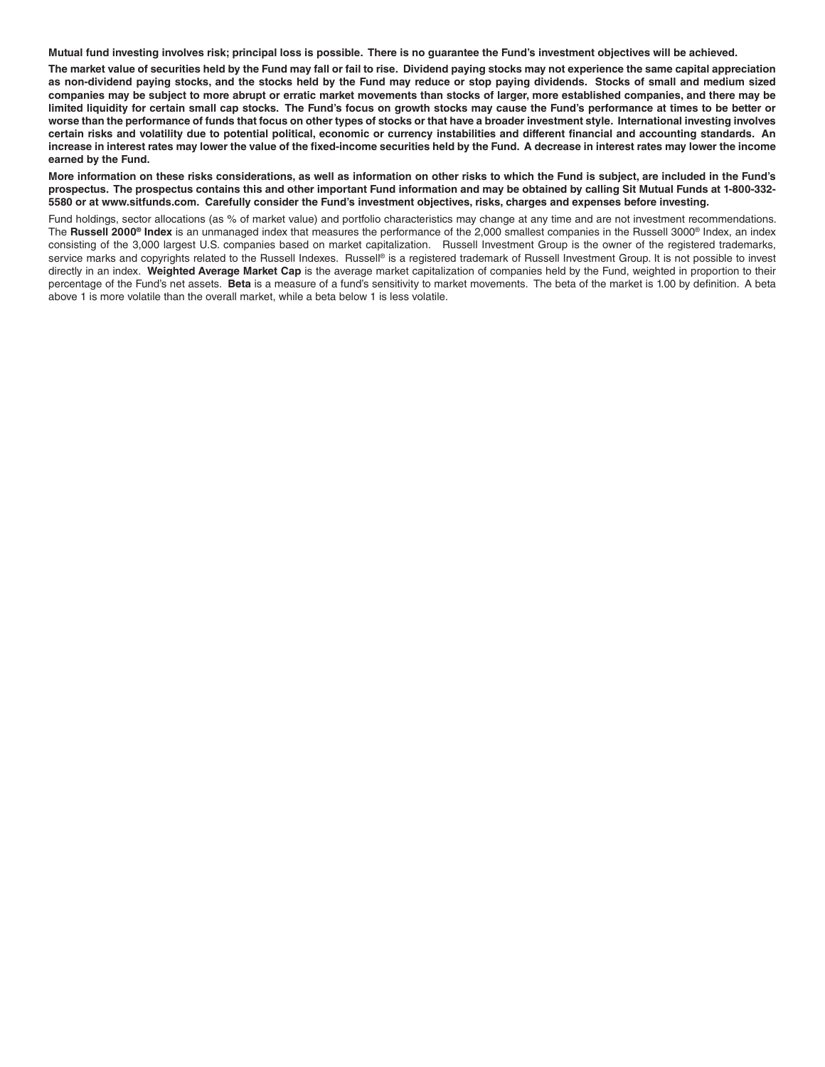**Mutual fund investing involves risk; principal loss is possible. There is no guarantee the Fund's investment objectives will be achieved.**

**The market value of securities held by the Fund may fall or fail to rise. Dividend paying stocks may not experience the same capital appreciation as non-dividend paying stocks, and the stocks held by the Fund may reduce or stop paying dividends. Stocks of small and medium sized companies may be subject to more abrupt or erratic market movements than stocks of larger, more established companies, and there may be limited liquidity for certain small cap stocks. The Fund's focus on growth stocks may cause the Fund's performance at times to be better or worse than the performance of funds that focus on other types of stocks or that have a broader investment style. International investing involves certain risks and volatility due to potential political, economic or currency instabilities and different financial and accounting standards. An increase in interest rates may lower the value of the fixed-income securities held by the Fund. A decrease in interest rates may lower the income earned by the Fund.**

**More information on these risks considerations, as well as information on other risks to which the Fund is subject, are included in the Fund's prospectus. The prospectus contains this and other important Fund information and may be obtained by calling Sit Mutual Funds at 1-800-332-5580 or at www.sitfunds.com. Carefully consider the Fund's investment objectives, risks, charges and expenses before investing.**

Fund holdings, sector allocations (as % of market value) and portfolio characteristics may change at any time and are not investment recommendations. The **Russell 2000® Index** is an unmanaged index that measures the performance of the 2,000 smallest companies in the Russell 3000® Index, an index consisting of the 3,000 largest U.S. companies based on market capitalization. Russell Investment Group is the owner of the registered trademarks, service marks and copyrights related to the Russell Indexes. Russell® is a registered trademark of Russell Investment Group. It is not possible to invest directly in an index. **Weighted Average Market Cap** is the average market capitalization of companies held by the Fund, weighted in proportion to their percentage of the Fund's net assets. **Beta** is a measure of a fund's sensitivity to market movements. The beta of the market is 1.00 by definition. A beta above 1 is more volatile than the overall market, while a beta below 1 is less volatile.